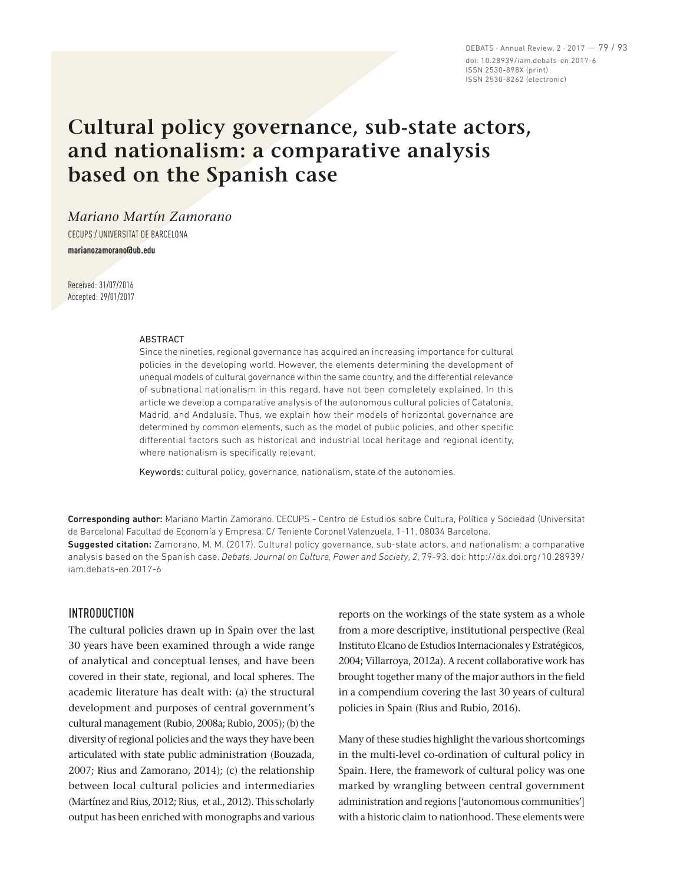# Cultural policy governance, sub-state actors, and nationalism: a comparative analysis based on the Spanish case

*Mariano Martín Zamorano*

CECUPS / UNIVERSITAT DE BARCELONA

**marianozamorano@ub.edu**

Received: 31/07/2016
Accepted: 29/01/2017

ABSTRACT

Since the nineties, regional governance has acquired an increasing importance for cultural policies in the developing world. However, the elements determining the development of unequal models of cultural governance within the same country, and the differential relevance of subnational nationalism in this regard, have not been completely explained. In this article we develop a comparative analysis of the autonomous cultural policies of Catalonia, Madrid, and Andalusia. Thus, we explain how their models of horizontal governance are determined by common elements, such as the model of public policies, and other specific differential factors such as historical and industrial local heritage and regional identity, where nationalism is specifically relevant.

Keywords: cultural policy, governance, nationalism, state of the autonomies.

**Corresponding author:** Mariano Martín Zamorano. CECUPS - Centro de Estudios sobre Cultura, Política y Sociedad (Universitat de Barcelona) Facultad de Economía y Empresa. C/ Teniente Coronel Valenzuela, 1-11, 08034 Barcelona.

**Suggested citation:** Zamorano, M. M. (2017). Cultural policy governance, sub-state actors, and nationalism: a comparative analysis based on the Spanish case. *Debats. Journal on Culture, Power and Society*, *2*, 79-93. doi: http://dx.doi.org/10.28939/iam.debats-en.2017-6

## INTRODUCTION

The cultural policies drawn up in Spain over the last 30 years have been examined through a wide range of analytical and conceptual lenses, and have been covered in their state, regional, and local spheres. The academic literature has dealt with: (a) the structural development and purposes of central government's cultural management (Rubio, 2008a; Rubio, 2005); (b) the diversity of regional policies and the ways they have been articulated with state public administration (Bouzada, 2007; Rius and Zamorano, 2014); (c) the relationship between local cultural policies and intermediaries (Martínez and Rius, 2012; Rius, et al., 2012). This scholarly output has been enriched with monographs and various reports on the workings of the state system as a whole from a more descriptive, institutional perspective (Real Instituto Elcano de Estudios Internacionales y Estratégicos, 2004; Villarroya, 2012a). A recent collaborative work has brought together many of the major authors in the field in a compendium covering the last 30 years of cultural policies in Spain (Rius and Rubio, 2016).

Many of these studies highlight the various shortcomings in the multi-level co-ordination of cultural policy in Spain. Here, the framework of cultural policy was one marked by wrangling between central government administration and regions ['autonomous communities'] with a historic claim to nationhood. These elements were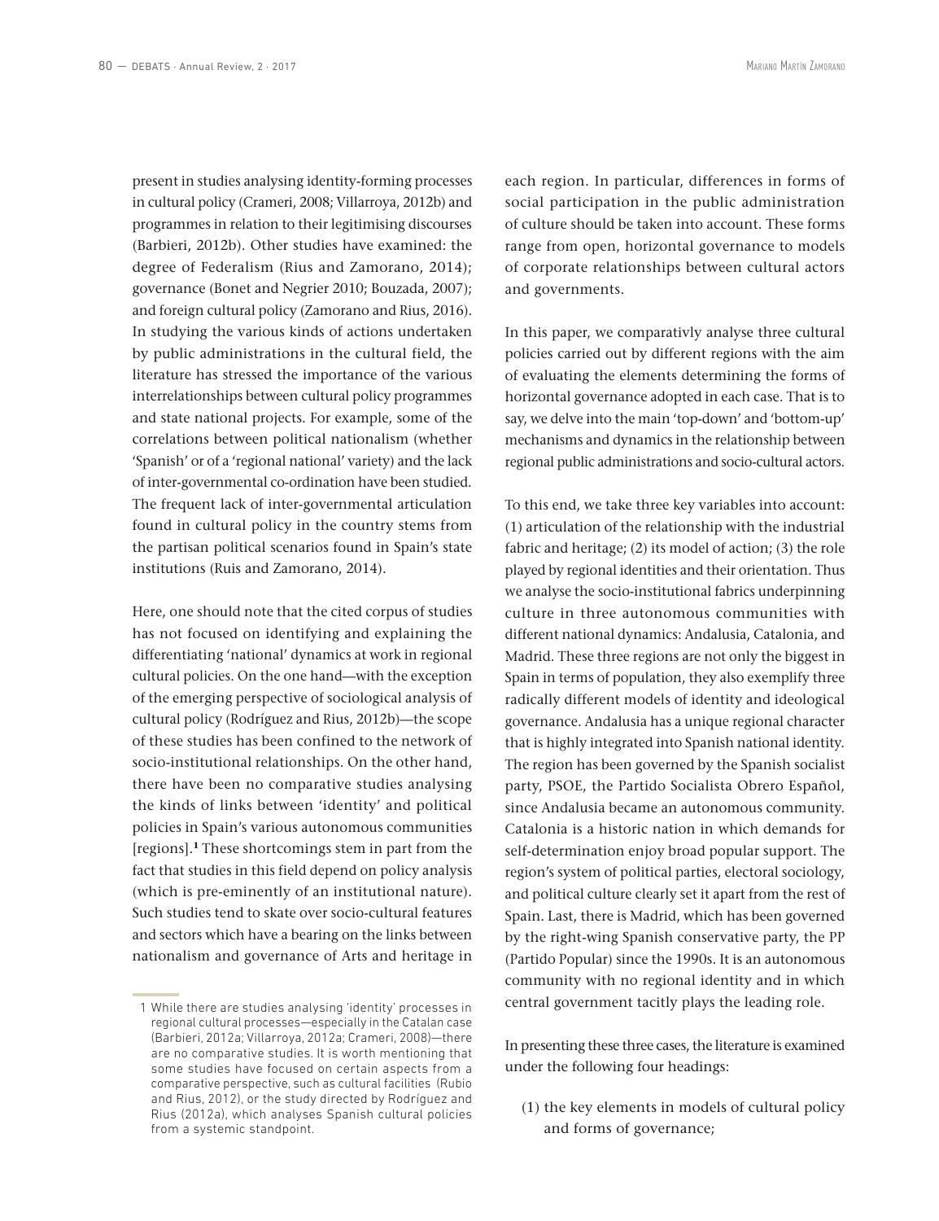present in studies analysing identity-forming processes in cultural policy (Crameri, 2008; Villarroya, 2012b) and programmes in relation to their legitimising discourses (Barbieri, 2012b). Other studies have examined: the degree of Federalism (Rius and Zamorano, 2014); governance (Bonet and Negrier 2010; Bouzada, 2007); and foreign cultural policy (Zamorano and Rius, 2016). In studying the various kinds of actions undertaken by public administrations in the cultural field, the literature has stressed the importance of the various interrelationships between cultural policy programmes and state national projects. For example, some of the correlations between political nationalism (whether 'Spanish' or of a 'regional national' variety) and the lack of inter-governmental co-ordination have been studied. The frequent lack of inter-governmental articulation found in cultural policy in the country stems from the partisan political scenarios found in Spain's state institutions (Ruis and Zamorano, 2014).

Here, one should note that the cited corpus of studies has not focused on identifying and explaining the differentiating 'national' dynamics at work in regional cultural policies. On the one hand—with the exception of the emerging perspective of sociological analysis of cultural policy (Rodríguez and Rius, 2012b)—the scope of these studies has been confined to the network of socio-institutional relationships. On the other hand, there have been no comparative studies analysing the kinds of links between 'identity' and political policies in Spain's various autonomous communities [regions].[1] These shortcomings stem in part from the fact that studies in this field depend on policy analysis (which is pre-eminently of an institutional nature). Such studies tend to skate over socio-cultural features and sectors which have a bearing on the links between nationalism and governance of Arts and heritage in each region. In particular, differences in forms of social participation in the public administration of culture should be taken into account. These forms range from open, horizontal governance to models of corporate relationships between cultural actors and governments.

In this paper, we comparativly analyse three cultural policies carried out by different regions with the aim of evaluating the elements determining the forms of horizontal governance adopted in each case. That is to say, we delve into the main 'top-down' and 'bottom-up' mechanisms and dynamics in the relationship between regional public administrations and socio-cultural actors.

To this end, we take three key variables into account: (1) articulation of the relationship with the industrial fabric and heritage; (2) its model of action; (3) the role played by regional identities and their orientation. Thus we analyse the socio-institutional fabrics underpinning culture in three autonomous communities with different national dynamics: Andalusia, Catalonia, and Madrid. These three regions are not only the biggest in Spain in terms of population, they also exemplify three radically different models of identity and ideological governance. Andalusia has a unique regional character that is highly integrated into Spanish national identity. The region has been governed by the Spanish socialist party, PSOE, the Partido Socialista Obrero Español, since Andalusia became an autonomous community. Catalonia is a historic nation in which demands for self-determination enjoy broad popular support. The region's system of political parties, electoral sociology, and political culture clearly set it apart from the rest of Spain. Last, there is Madrid, which has been governed by the right-wing Spanish conservative party, the PP (Partido Popular) since the 1990s. It is an autonomous community with no regional identity and in which central government tacitly plays the leading role.

In presenting these three cases, the literature is examined under the following four headings:

(1) the key elements in models of cultural policy and forms of governance;

---

1 While there are studies analysing 'identity' processes in regional cultural processes—especially in the Catalan case (Barbieri, 2012a; Villarroya, 2012a; Crameri, 2008)—there are no comparative studies. It is worth mentioning that some studies have focused on certain aspects from a comparative perspective, such as cultural facilities (Rubio and Rius, 2012), or the study directed by Rodríguez and Rius (2012a), which analyses Spanish cultural policies from a systemic standpoint.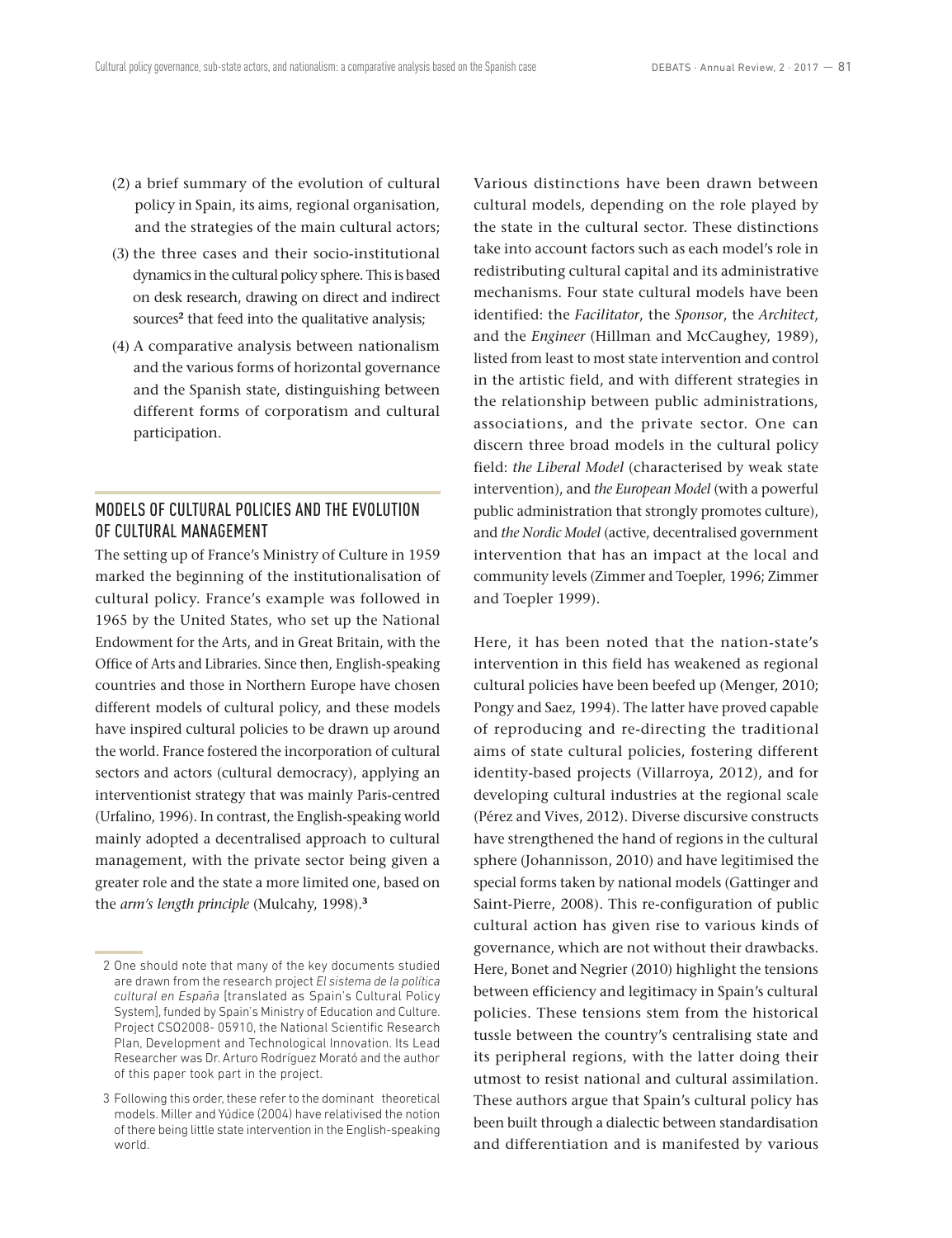(2) a brief summary of the evolution of cultural policy in Spain, its aims, regional organisation, and the strategies of the main cultural actors;

(3) the three cases and their socio-institutional dynamics in the cultural policy sphere. This is based on desk research, drawing on direct and indirect sources[2] that feed into the qualitative analysis;

(4) A comparative analysis between nationalism and the various forms of horizontal governance and the Spanish state, distinguishing between different forms of corporatism and cultural participation.

## MODELS OF CULTURAL POLICIES AND THE EVOLUTION OF CULTURAL MANAGEMENT

The setting up of France's Ministry of Culture in 1959 marked the beginning of the institutionalisation of cultural policy. France's example was followed in 1965 by the United States, who set up the National Endowment for the Arts, and in Great Britain, with the Office of Arts and Libraries. Since then, English-speaking countries and those in Northern Europe have chosen different models of cultural policy, and these models have inspired cultural policies to be drawn up around the world. France fostered the incorporation of cultural sectors and actors (cultural democracy), applying an interventionist strategy that was mainly Paris-centred (Urfalino, 1996). In contrast, the English-speaking world mainly adopted a decentralised approach to cultural management, with the private sector being given a greater role and the state a more limited one, based on the *arm's length principle* (Mulcahy, 1998).[3]

Various distinctions have been drawn between cultural models, depending on the role played by the state in the cultural sector. These distinctions take into account factors such as each model's role in redistributing cultural capital and its administrative mechanisms. Four state cultural models have been identified: the *Facilitator*, the *Sponsor*, the *Architect*, and the *Engineer* (Hillman and McCaughey, 1989), listed from least to most state intervention and control in the artistic field, and with different strategies in the relationship between public administrations, associations, and the private sector. One can discern three broad models in the cultural policy field: *the Liberal Model* (characterised by weak state intervention), and *the European Model* (with a powerful public administration that strongly promotes culture), and *the Nordic Model* (active, decentralised government intervention that has an impact at the local and community levels (Zimmer and Toepler, 1996; Zimmer and Toepler 1999).

Here, it has been noted that the nation-state's intervention in this field has weakened as regional cultural policies have been beefed up (Menger, 2010; Pongy and Saez, 1994). The latter have proved capable of reproducing and re-directing the traditional aims of state cultural policies, fostering different identity-based projects (Villarroya, 2012), and for developing cultural industries at the regional scale (Pérez and Vives, 2012). Diverse discursive constructs have strengthened the hand of regions in the cultural sphere (Johannisson, 2010) and have legitimised the special forms taken by national models (Gattinger and Saint-Pierre, 2008). This re-configuration of public cultural action has given rise to various kinds of governance, which are not without their drawbacks. Here, Bonet and Negrier (2010) highlight the tensions between efficiency and legitimacy in Spain's cultural policies. These tensions stem from the historical tussle between the country's centralising state and its peripheral regions, with the latter doing their utmost to resist national and cultural assimilation. These authors argue that Spain's cultural policy has been built through a dialectic between standardisation and differentiation and is manifested by various

---

2 One should note that many of the key documents studied are drawn from the research project *El sistema de la política cultural en España* [translated as Spain's Cultural Policy System], funded by Spain's Ministry of Education and Culture. Project CSO2008- 05910, the National Scientific Research Plan, Development and Technological Innovation. Its Lead Researcher was Dr. Arturo Rodríguez Morató and the author of this paper took part in the project.

3 Following this order, these refer to the dominant theoretical models. Miller and Yúdice (2004) have relativised the notion of there being little state intervention in the English-speaking world.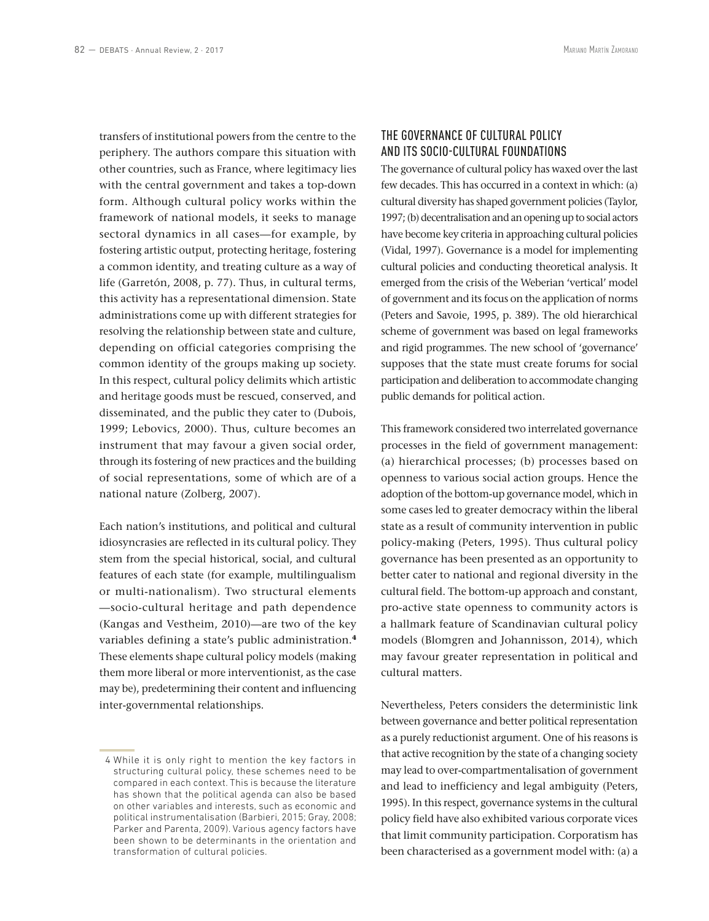transfers of institutional powers from the centre to the periphery. The authors compare this situation with other countries, such as France, where legitimacy lies with the central government and takes a top-down form. Although cultural policy works within the framework of national models, it seeks to manage sectoral dynamics in all cases—for example, by fostering artistic output, protecting heritage, fostering a common identity, and treating culture as a way of life (Garretón, 2008, p. 77). Thus, in cultural terms, this activity has a representational dimension. State administrations come up with different strategies for resolving the relationship between state and culture, depending on official categories comprising the common identity of the groups making up society. In this respect, cultural policy delimits which artistic and heritage goods must be rescued, conserved, and disseminated, and the public they cater to (Dubois, 1999; Lebovics, 2000). Thus, culture becomes an instrument that may favour a given social order, through its fostering of new practices and the building of social representations, some of which are of a national nature (Zolberg, 2007).

Each nation's institutions, and political and cultural idiosyncrasies are reflected in its cultural policy. They stem from the special historical, social, and cultural features of each state (for example, multilingualism or multi-nationalism). Two structural elements —socio-cultural heritage and path dependence (Kangas and Vestheim, 2010)—are two of the key variables defining a state's public administration.[4] These elements shape cultural policy models (making them more liberal or more interventionist, as the case may be), predetermining their content and influencing inter-governmental relationships.

## THE GOVERNANCE OF CULTURAL POLICY AND ITS SOCIO-CULTURAL FOUNDATIONS

The governance of cultural policy has waxed over the last few decades. This has occurred in a context in which: (a) cultural diversity has shaped government policies (Taylor, 1997; (b) decentralisation and an opening up to social actors have become key criteria in approaching cultural policies (Vidal, 1997). Governance is a model for implementing cultural policies and conducting theoretical analysis. It emerged from the crisis of the Weberian 'vertical' model of government and its focus on the application of norms (Peters and Savoie, 1995, p. 389). The old hierarchical scheme of government was based on legal frameworks and rigid programmes. The new school of 'governance' supposes that the state must create forums for social participation and deliberation to accommodate changing public demands for political action.

This framework considered two interrelated governance processes in the field of government management: (a) hierarchical processes; (b) processes based on openness to various social action groups. Hence the adoption of the bottom-up governance model, which in some cases led to greater democracy within the liberal state as a result of community intervention in public policy-making (Peters, 1995). Thus cultural policy governance has been presented as an opportunity to better cater to national and regional diversity in the cultural field. The bottom-up approach and constant, pro-active state openness to community actors is a hallmark feature of Scandinavian cultural policy models (Blomgren and Johannisson, 2014), which may favour greater representation in political and cultural matters.

Nevertheless, Peters considers the deterministic link between governance and better political representation as a purely reductionist argument. One of his reasons is that active recognition by the state of a changing society may lead to over-compartmentalisation of government and lead to inefficiency and legal ambiguity (Peters, 1995). In this respect, governance systems in the cultural policy field have also exhibited various corporate vices that limit community participation. Corporatism has been characterised as a government model with: (a) a

---

4 While it is only right to mention the key factors in structuring cultural policy, these schemes need to be compared in each context. This is because the literature has shown that the political agenda can also be based on other variables and interests, such as economic and political instrumentalisation (Barbieri, 2015; Gray, 2008; Parker and Parenta, 2009). Various agency factors have been shown to be determinants in the orientation and transformation of cultural policies.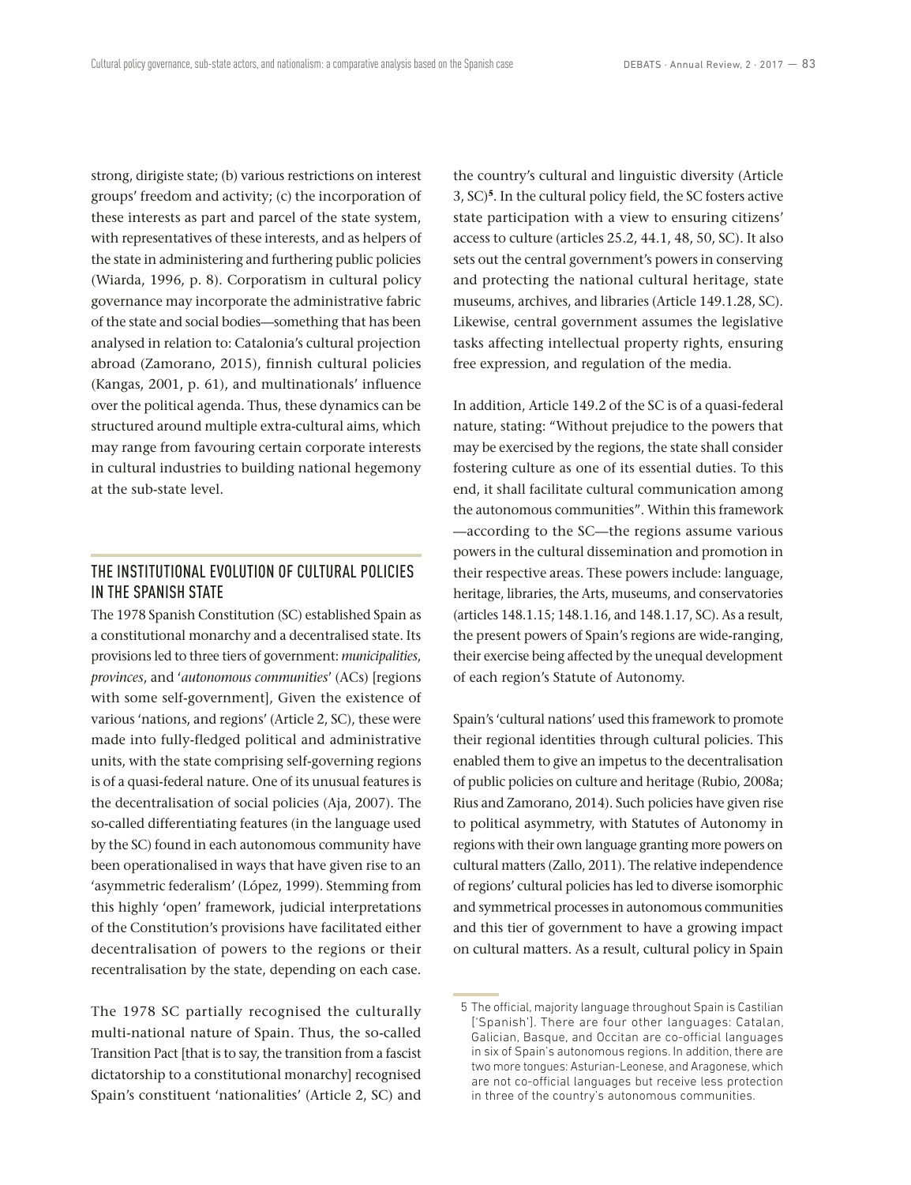strong, dirigiste state; (b) various restrictions on interest groups' freedom and activity; (c) the incorporation of these interests as part and parcel of the state system, with representatives of these interests, and as helpers of the state in administering and furthering public policies (Wiarda, 1996, p. 8). Corporatism in cultural policy governance may incorporate the administrative fabric of the state and social bodies—something that has been analysed in relation to: Catalonia's cultural projection abroad (Zamorano, 2015), finnish cultural policies (Kangas, 2001, p. 61), and multinationals' influence over the political agenda. Thus, these dynamics can be structured around multiple extra-cultural aims, which may range from favouring certain corporate interests in cultural industries to building national hegemony at the sub-state level.

## THE INSTITUTIONAL EVOLUTION OF CULTURAL POLICIES IN THE SPANISH STATE

The 1978 Spanish Constitution (SC) established Spain as a constitutional monarchy and a decentralised state. Its provisions led to three tiers of government: *municipalities*, *provinces*, and '*autonomous communities*' (ACs) [regions with some self-government], Given the existence of various 'nations, and regions' (Article 2, SC), these were made into fully-fledged political and administrative units, with the state comprising self-governing regions is of a quasi-federal nature. One of its unusual features is the decentralisation of social policies (Aja, 2007). The so-called differentiating features (in the language used by the SC) found in each autonomous community have been operationalised in ways that have given rise to an 'asymmetric federalism' (López, 1999). Stemming from this highly 'open' framework, judicial interpretations of the Constitution's provisions have facilitated either decentralisation of powers to the regions or their recentralisation by the state, depending on each case.

The 1978 SC partially recognised the culturally multi-national nature of Spain. Thus, the so-called Transition Pact [that is to say, the transition from a fascist dictatorship to a constitutional monarchy] recognised Spain's constituent 'nationalities' (Article 2, SC) and the country's cultural and linguistic diversity (Article 3, SC)[5]. In the cultural policy field, the SC fosters active state participation with a view to ensuring citizens' access to culture (articles 25.2, 44.1, 48, 50, SC). It also sets out the central government's powers in conserving and protecting the national cultural heritage, state museums, archives, and libraries (Article 149.1.28, SC). Likewise, central government assumes the legislative tasks affecting intellectual property rights, ensuring free expression, and regulation of the media.

In addition, Article 149.2 of the SC is of a quasi-federal nature, stating: "Without prejudice to the powers that may be exercised by the regions, the state shall consider fostering culture as one of its essential duties. To this end, it shall facilitate cultural communication among the autonomous communities". Within this framework —according to the SC—the regions assume various powers in the cultural dissemination and promotion in their respective areas. These powers include: language, heritage, libraries, the Arts, museums, and conservatories (articles 148.1.15; 148.1.16, and 148.1.17, SC). As a result, the present powers of Spain's regions are wide-ranging, their exercise being affected by the unequal development of each region's Statute of Autonomy.

Spain's 'cultural nations' used this framework to promote their regional identities through cultural policies. This enabled them to give an impetus to the decentralisation of public policies on culture and heritage (Rubio, 2008a; Rius and Zamorano, 2014). Such policies have given rise to political asymmetry, with Statutes of Autonomy in regions with their own language granting more powers on cultural matters (Zallo, 2011). The relative independence of regions' cultural policies has led to diverse isomorphic and symmetrical processes in autonomous communities and this tier of government to have a growing impact on cultural matters. As a result, cultural policy in Spain

5 The official, majority language throughout Spain is Castilian ['Spanish']. There are four other languages: Catalan, Galician, Basque, and Occitan are co-official languages in six of Spain's autonomous regions. In addition, there are two more tongues: Asturian-Leonese, and Aragonese, which are not co-official languages but receive less protection in three of the country's autonomous communities.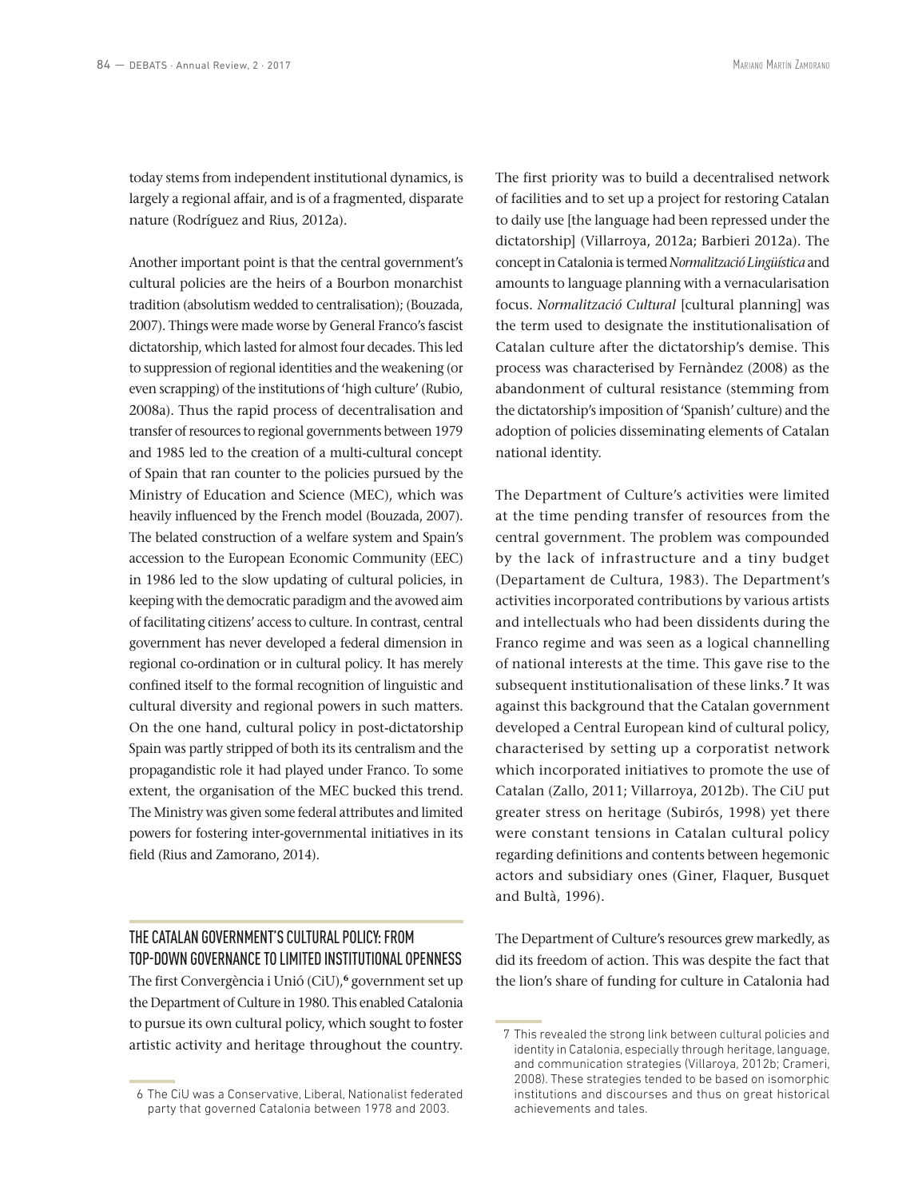today stems from independent institutional dynamics, is largely a regional affair, and is of a fragmented, disparate nature (Rodríguez and Rius, 2012a).

Another important point is that the central government's cultural policies are the heirs of a Bourbon monarchist tradition (absolutism wedded to centralisation); (Bouzada, 2007). Things were made worse by General Franco's fascist dictatorship, which lasted for almost four decades. This led to suppression of regional identities and the weakening (or even scrapping) of the institutions of 'high culture' (Rubio, 2008a). Thus the rapid process of decentralisation and transfer of resources to regional governments between 1979 and 1985 led to the creation of a multi-cultural concept of Spain that ran counter to the policies pursued by the Ministry of Education and Science (MEC), which was heavily influenced by the French model (Bouzada, 2007). The belated construction of a welfare system and Spain's accession to the European Economic Community (EEC) in 1986 led to the slow updating of cultural policies, in keeping with the democratic paradigm and the avowed aim of facilitating citizens' access to culture. In contrast, central government has never developed a federal dimension in regional co-ordination or in cultural policy. It has merely confined itself to the formal recognition of linguistic and cultural diversity and regional powers in such matters. On the one hand, cultural policy in post-dictatorship Spain was partly stripped of both its its centralism and the propagandistic role it had played under Franco. To some extent, the organisation of the MEC bucked this trend. The Ministry was given some federal attributes and limited powers for fostering inter-governmental initiatives in its field (Rius and Zamorano, 2014).

## THE CATALAN GOVERNMENT'S CULTURAL POLICY: FROM TOP-DOWN GOVERNANCE TO LIMITED INSTITUTIONAL OPENNESS

The first Convergència i Unió (CiU),[6] government set up the Department of Culture in 1980. This enabled Catalonia to pursue its own cultural policy, which sought to foster artistic activity and heritage throughout the country. The first priority was to build a decentralised network of facilities and to set up a project for restoring Catalan to daily use [the language had been repressed under the dictatorship] (Villarroya, 2012a; Barbieri 2012a). The concept in Catalonia is termed *Normalització Lingüística* and amounts to language planning with a vernacularisation focus. *Normalització Cultural* [cultural planning] was the term used to designate the institutionalisation of Catalan culture after the dictatorship's demise. This process was characterised by Fernàndez (2008) as the abandonment of cultural resistance (stemming from the dictatorship's imposition of 'Spanish' culture) and the adoption of policies disseminating elements of Catalan national identity.

The Department of Culture's activities were limited at the time pending transfer of resources from the central government. The problem was compounded by the lack of infrastructure and a tiny budget (Departament de Cultura, 1983). The Department's activities incorporated contributions by various artists and intellectuals who had been dissidents during the Franco regime and was seen as a logical channelling of national interests at the time. This gave rise to the subsequent institutionalisation of these links.[7] It was against this background that the Catalan government developed a Central European kind of cultural policy, characterised by setting up a corporatist network which incorporated initiatives to promote the use of Catalan (Zallo, 2011; Villarroya, 2012b). The CiU put greater stress on heritage (Subirós, 1998) yet there were constant tensions in Catalan cultural policy regarding definitions and contents between hegemonic actors and subsidiary ones (Giner, Flaquer, Busquet and Bultà, 1996).

The Department of Culture's resources grew markedly, as did its freedom of action. This was despite the fact that the lion's share of funding for culture in Catalonia had

---

6 The CiU was a Conservative, Liberal, Nationalist federated party that governed Catalonia between 1978 and 2003.

7 This revealed the strong link between cultural policies and identity in Catalonia, especially through heritage, language, and communication strategies (Villaroya, 2012b; Crameri, 2008). These strategies tended to be based on isomorphic institutions and discourses and thus on great historical achievements and tales.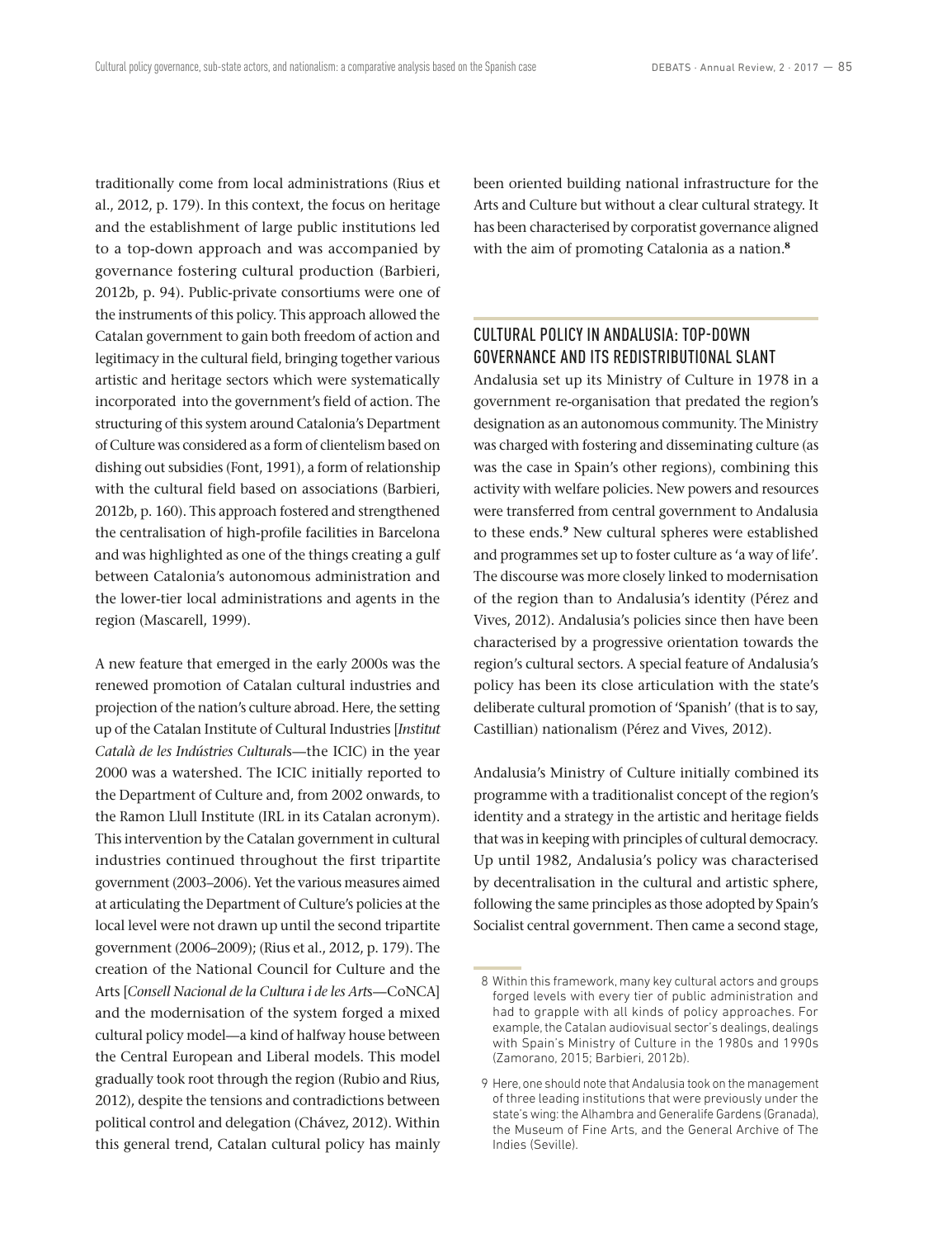traditionally come from local administrations (Rius et al., 2012, p. 179). In this context, the focus on heritage and the establishment of large public institutions led to a top-down approach and was accompanied by governance fostering cultural production (Barbieri, 2012b, p. 94). Public-private consortiums were one of the instruments of this policy. This approach allowed the Catalan government to gain both freedom of action and legitimacy in the cultural field, bringing together various artistic and heritage sectors which were systematically incorporated into the government's field of action. The structuring of this system around Catalonia's Department of Culture was considered as a form of clientelism based on dishing out subsidies (Font, 1991), a form of relationship with the cultural field based on associations (Barbieri, 2012b, p. 160). This approach fostered and strengthened the centralisation of high-profile facilities in Barcelona and was highlighted as one of the things creating a gulf between Catalonia's autonomous administration and the lower-tier local administrations and agents in the region (Mascarell, 1999).

A new feature that emerged in the early 2000s was the renewed promotion of Catalan cultural industries and projection of the nation's culture abroad. Here, the setting up of the Catalan Institute of Cultural Industries [*Institut Català de les Indústries Culturals*—the ICIC) in the year 2000 was a watershed. The ICIC initially reported to the Department of Culture and, from 2002 onwards, to the Ramon Llull Institute (IRL in its Catalan acronym). This intervention by the Catalan government in cultural industries continued throughout the first tripartite government (2003–2006). Yet the various measures aimed at articulating the Department of Culture's policies at the local level were not drawn up until the second tripartite government (2006–2009); (Rius et al., 2012, p. 179). The creation of the National Council for Culture and the Arts [*Consell Nacional de la Cultura i de les Arts*—CoNCA] and the modernisation of the system forged a mixed cultural policy model—a kind of halfway house between the Central European and Liberal models. This model gradually took root through the region (Rubio and Rius, 2012), despite the tensions and contradictions between political control and delegation (Chávez, 2012). Within this general trend, Catalan cultural policy has mainly been oriented building national infrastructure for the Arts and Culture but without a clear cultural strategy. It has been characterised by corporatist governance aligned with the aim of promoting Catalonia as a nation.[8]

## CULTURAL POLICY IN ANDALUSIA: TOP-DOWN GOVERNANCE AND ITS REDISTRIBUTIONAL SLANT

Andalusia set up its Ministry of Culture in 1978 in a government re-organisation that predated the region's designation as an autonomous community. The Ministry was charged with fostering and disseminating culture (as was the case in Spain's other regions), combining this activity with welfare policies. New powers and resources were transferred from central government to Andalusia to these ends.[9] New cultural spheres were established and programmes set up to foster culture as 'a way of life'. The discourse was more closely linked to modernisation of the region than to Andalusia's identity (Pérez and Vives, 2012). Andalusia's policies since then have been characterised by a progressive orientation towards the region's cultural sectors. A special feature of Andalusia's policy has been its close articulation with the state's deliberate cultural promotion of 'Spanish' (that is to say, Castillian) nationalism (Pérez and Vives, 2012).

Andalusia's Ministry of Culture initially combined its programme with a traditionalist concept of the region's identity and a strategy in the artistic and heritage fields that was in keeping with principles of cultural democracy. Up until 1982, Andalusia's policy was characterised by decentralisation in the cultural and artistic sphere, following the same principles as those adopted by Spain's Socialist central government. Then came a second stage,

8 Within this framework, many key cultural actors and groups forged levels with every tier of public administration and had to grapple with all kinds of policy approaches. For example, the Catalan audiovisual sector's dealings, dealings with Spain's Ministry of Culture in the 1980s and 1990s (Zamorano, 2015; Barbieri, 2012b).

9 Here, one should note that Andalusia took on the management of three leading institutions that were previously under the state's wing: the Alhambra and Generalife Gardens (Granada), the Museum of Fine Arts, and the General Archive of The Indies (Seville).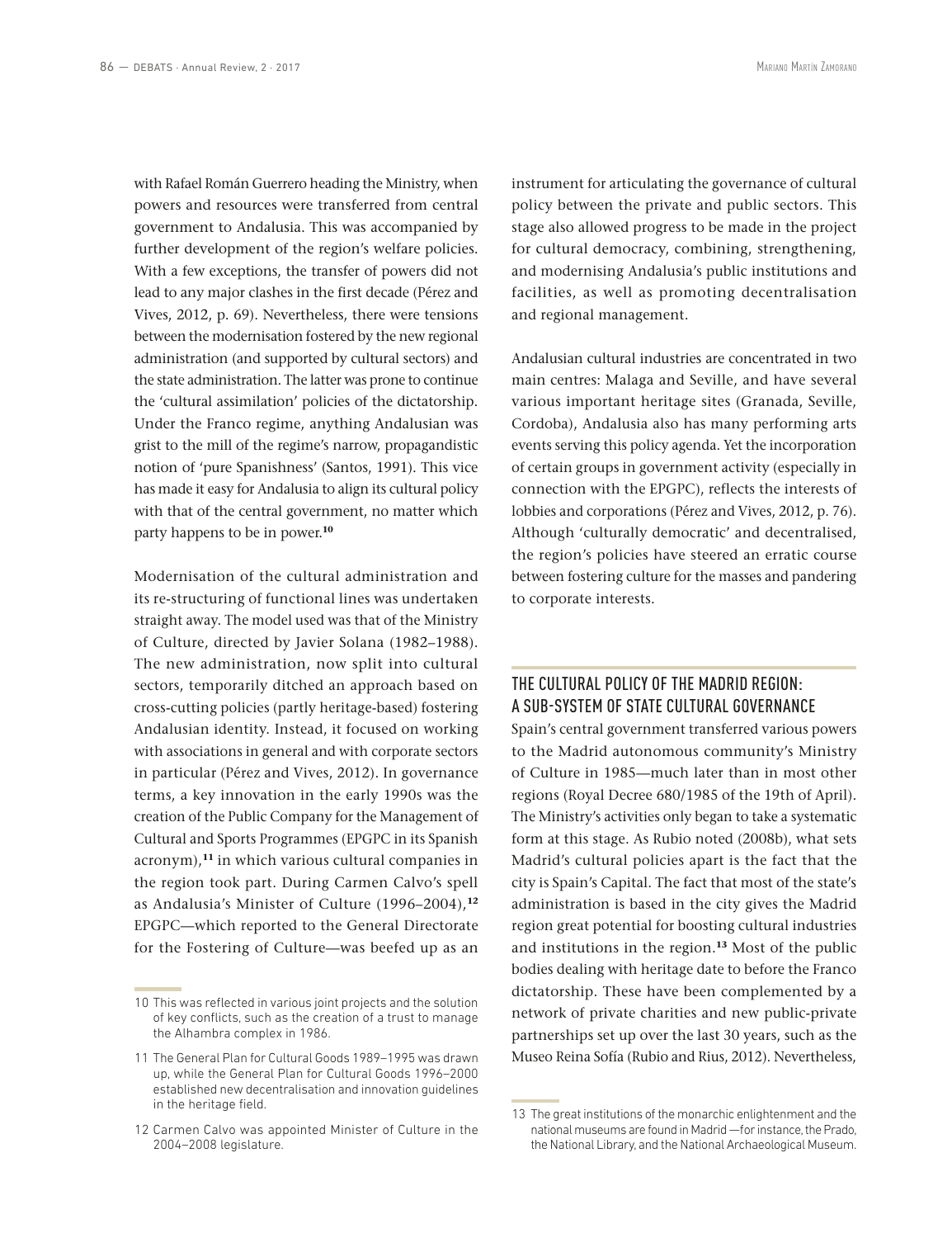with Rafael Román Guerrero heading the Ministry, when powers and resources were transferred from central government to Andalusia. This was accompanied by further development of the region's welfare policies. With a few exceptions, the transfer of powers did not lead to any major clashes in the first decade (Pérez and Vives, 2012, p. 69). Nevertheless, there were tensions between the modernisation fostered by the new regional administration (and supported by cultural sectors) and the state administration. The latter was prone to continue the 'cultural assimilation' policies of the dictatorship. Under the Franco regime, anything Andalusian was grist to the mill of the regime's narrow, propagandistic notion of 'pure Spanishness' (Santos, 1991). This vice has made it easy for Andalusia to align its cultural policy with that of the central government, no matter which party happens to be in power.[10]

Modernisation of the cultural administration and its re-structuring of functional lines was undertaken straight away. The model used was that of the Ministry of Culture, directed by Javier Solana (1982–1988). The new administration, now split into cultural sectors, temporarily ditched an approach based on cross-cutting policies (partly heritage-based) fostering Andalusian identity. Instead, it focused on working with associations in general and with corporate sectors in particular (Pérez and Vives, 2012). In governance terms, a key innovation in the early 1990s was the creation of the Public Company for the Management of Cultural and Sports Programmes (EPGPC in its Spanish acronym),[11] in which various cultural companies in the region took part. During Carmen Calvo's spell as Andalusia's Minister of Culture (1996–2004),[12] EPGPC—which reported to the General Directorate for the Fostering of Culture—was beefed up as an instrument for articulating the governance of cultural policy between the private and public sectors. This stage also allowed progress to be made in the project for cultural democracy, combining, strengthening, and modernising Andalusia's public institutions and facilities, as well as promoting decentralisation and regional management.

Andalusian cultural industries are concentrated in two main centres: Malaga and Seville, and have several various important heritage sites (Granada, Seville, Cordoba), Andalusia also has many performing arts events serving this policy agenda. Yet the incorporation of certain groups in government activity (especially in connection with the EPGPC), reflects the interests of lobbies and corporations (Pérez and Vives, 2012, p. 76). Although 'culturally democratic' and decentralised, the region's policies have steered an erratic course between fostering culture for the masses and pandering to corporate interests.

## THE CULTURAL POLICY OF THE MADRID REGION: A SUB-SYSTEM OF STATE CULTURAL GOVERNANCE

Spain's central government transferred various powers to the Madrid autonomous community's Ministry of Culture in 1985—much later than in most other regions (Royal Decree 680/1985 of the 19th of April). The Ministry's activities only began to take a systematic form at this stage. As Rubio noted (2008b), what sets Madrid's cultural policies apart is the fact that the city is Spain's Capital. The fact that most of the state's administration is based in the city gives the Madrid region great potential for boosting cultural industries and institutions in the region.[13] Most of the public bodies dealing with heritage date to before the Franco dictatorship. These have been complemented by a network of private charities and new public-private partnerships set up over the last 30 years, such as the Museo Reina Sofía (Rubio and Rius, 2012). Nevertheless,

---

10 This was reflected in various joint projects and the solution of key conflicts, such as the creation of a trust to manage the Alhambra complex in 1986.

11 The General Plan for Cultural Goods 1989–1995 was drawn up, while the General Plan for Cultural Goods 1996–2000 established new decentralisation and innovation guidelines in the heritage field.

12 Carmen Calvo was appointed Minister of Culture in the 2004–2008 legislature.

13 The great institutions of the monarchic enlightenment and the national museums are found in Madrid —for instance, the Prado, the National Library, and the National Archaeological Museum.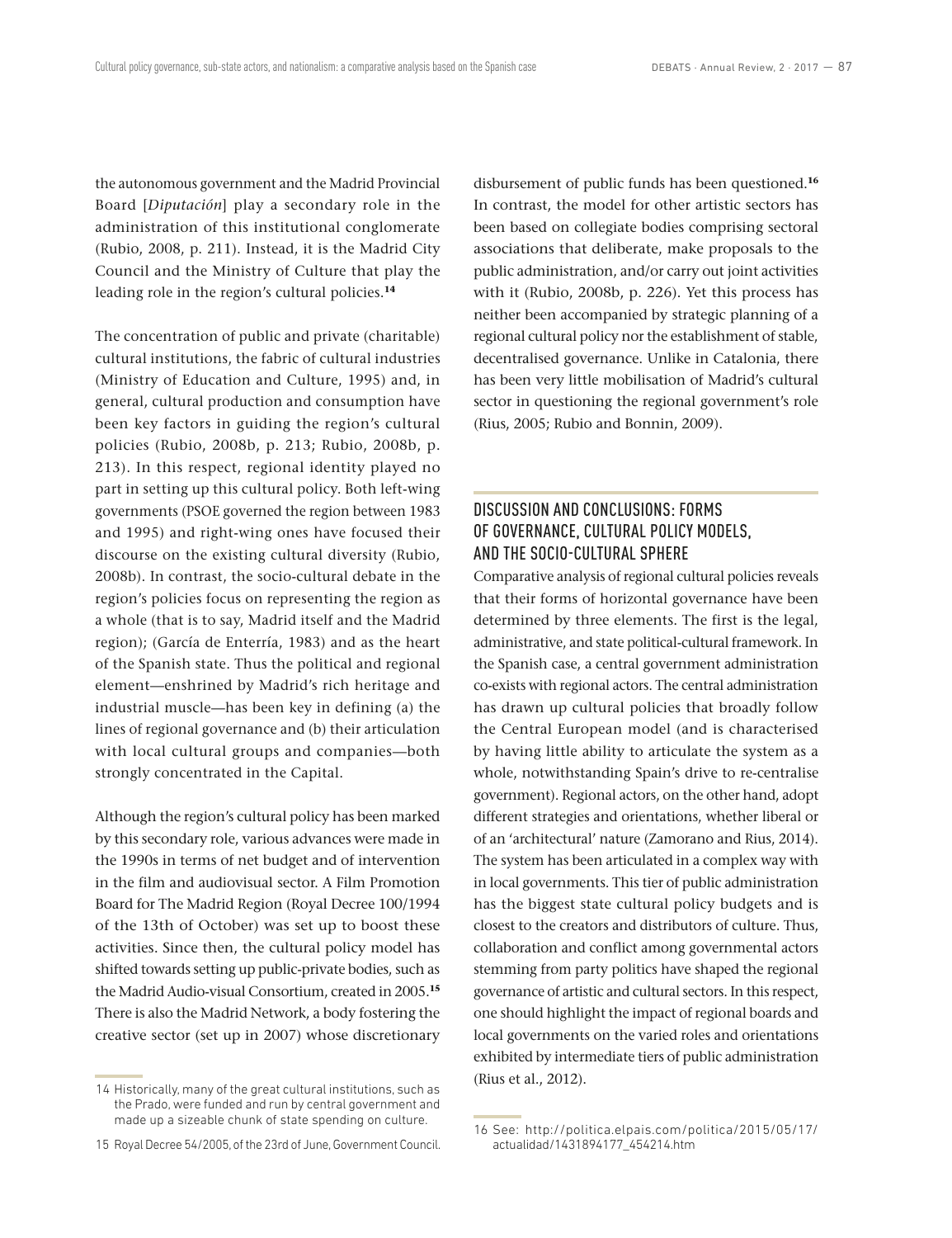the autonomous government and the Madrid Provincial Board [*Diputación*] play a secondary role in the administration of this institutional conglomerate (Rubio, 2008, p. 211). Instead, it is the Madrid City Council and the Ministry of Culture that play the leading role in the region's cultural policies.[14]

The concentration of public and private (charitable) cultural institutions, the fabric of cultural industries (Ministry of Education and Culture, 1995) and, in general, cultural production and consumption have been key factors in guiding the region's cultural policies (Rubio, 2008b, p. 213; Rubio, 2008b, p. 213). In this respect, regional identity played no part in setting up this cultural policy. Both left-wing governments (PSOE governed the region between 1983 and 1995) and right-wing ones have focused their discourse on the existing cultural diversity (Rubio, 2008b). In contrast, the socio-cultural debate in the region's policies focus on representing the region as a whole (that is to say, Madrid itself and the Madrid region); (García de Enterría, 1983) and as the heart of the Spanish state. Thus the political and regional element—enshrined by Madrid's rich heritage and industrial muscle—has been key in defining (a) the lines of regional governance and (b) their articulation with local cultural groups and companies—both strongly concentrated in the Capital.

Although the region's cultural policy has been marked by this secondary role, various advances were made in the 1990s in terms of net budget and of intervention in the film and audiovisual sector. A Film Promotion Board for The Madrid Region (Royal Decree 100/1994 of the 13th of October) was set up to boost these activities. Since then, the cultural policy model has shifted towards setting up public-private bodies, such as the Madrid Audio-visual Consortium, created in 2005.[15] There is also the Madrid Network, a body fostering the creative sector (set up in 2007) whose discretionary disbursement of public funds has been questioned.[16] In contrast, the model for other artistic sectors has been based on collegiate bodies comprising sectoral associations that deliberate, make proposals to the public administration, and/or carry out joint activities with it (Rubio, 2008b, p. 226). Yet this process has neither been accompanied by strategic planning of a regional cultural policy nor the establishment of stable, decentralised governance. Unlike in Catalonia, there has been very little mobilisation of Madrid's cultural sector in questioning the regional government's role (Rius, 2005; Rubio and Bonnin, 2009).

## DISCUSSION AND CONCLUSIONS: FORMS OF GOVERNANCE, CULTURAL POLICY MODELS, AND THE SOCIO-CULTURAL SPHERE

Comparative analysis of regional cultural policies reveals that their forms of horizontal governance have been determined by three elements. The first is the legal, administrative, and state political-cultural framework. In the Spanish case, a central government administration co-exists with regional actors. The central administration has drawn up cultural policies that broadly follow the Central European model (and is characterised by having little ability to articulate the system as a whole, notwithstanding Spain's drive to re-centralise government). Regional actors, on the other hand, adopt different strategies and orientations, whether liberal or of an 'architectural' nature (Zamorano and Rius, 2014). The system has been articulated in a complex way with in local governments. This tier of public administration has the biggest state cultural policy budgets and is closest to the creators and distributors of culture. Thus, collaboration and conflict among governmental actors stemming from party politics have shaped the regional governance of artistic and cultural sectors. In this respect, one should highlight the impact of regional boards and local governments on the varied roles and orientations exhibited by intermediate tiers of public administration (Rius et al., 2012).

---

14 Historically, many of the great cultural institutions, such as the Prado, were funded and run by central government and made up a sizeable chunk of state spending on culture.

15 Royal Decree 54/2005, of the 23rd of June, Government Council.

16 See: http://politica.elpais.com/politica/2015/05/17/actualidad/1431894177_454214.htm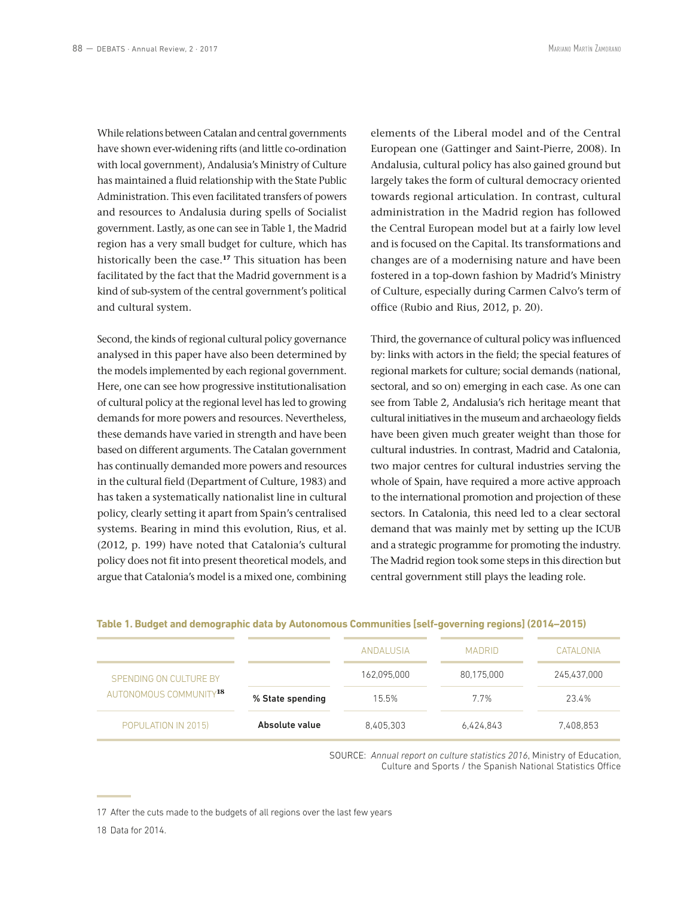While relations between Catalan and central governments have shown ever-widening rifts (and little co-ordination with local government), Andalusia's Ministry of Culture has maintained a fluid relationship with the State Public Administration. This even facilitated transfers of powers and resources to Andalusia during spells of Socialist government. Lastly, as one can see in Table 1, the Madrid region has a very small budget for culture, which has historically been the case.[17] This situation has been facilitated by the fact that the Madrid government is a kind of sub-system of the central government's political and cultural system.

Second, the kinds of regional cultural policy governance analysed in this paper have also been determined by the models implemented by each regional government. Here, one can see how progressive institutionalisation of cultural policy at the regional level has led to growing demands for more powers and resources. Nevertheless, these demands have varied in strength and have been based on different arguments. The Catalan government has continually demanded more powers and resources in the cultural field (Department of Culture, 1983) and has taken a systematically nationalist line in cultural policy, clearly setting it apart from Spain's centralised systems. Bearing in mind this evolution, Rius, et al. (2012, p. 199) have noted that Catalonia's cultural policy does not fit into present theoretical models, and argue that Catalonia's model is a mixed one, combining elements of the Liberal model and of the Central European one (Gattinger and Saint-Pierre, 2008). In Andalusia, cultural policy has also gained ground but largely takes the form of cultural democracy oriented towards regional articulation. In contrast, cultural administration in the Madrid region has followed the Central European model but at a fairly low level and is focused on the Capital. Its transformations and changes are of a modernising nature and have been fostered in a top-down fashion by Madrid's Ministry of Culture, especially during Carmen Calvo's term of office (Rubio and Rius, 2012, p. 20).

Third, the governance of cultural policy was influenced by: links with actors in the field; the special features of regional markets for culture; social demands (national, sectoral, and so on) emerging in each case. As one can see from Table 2, Andalusia's rich heritage meant that cultural initiatives in the museum and archaeology fields have been given much greater weight than those for cultural industries. In contrast, Madrid and Catalonia, two major centres for cultural industries serving the whole of Spain, have required a more active approach to the international promotion and projection of these sectors. In Catalonia, this need led to a clear sectoral demand that was mainly met by setting up the ICUB and a strategic programme for promoting the industry. The Madrid region took some steps in this direction but central government still plays the leading role.

**Table 1. Budget and demographic data by Autonomous Communities [self-governing regions] (2014–2015)**

| | | ANDALUSIA | MADRID | CATALONIA |
|---|---|---|---|---|
| SPENDING ON CULTURE BY AUTONOMOUS COMMUNITY[18] | | 162,095,000 | 80,175,000 | 245,437,000 |
| | **% State spending** | 15.5% | 7.7% | 23.4% |
| POPULATION IN 2015) | **Absolute value** | 8,405,303 | 6,424,843 | 7,408,853 |

SOURCE: *Annual report on culture statistics 2016*, Ministry of Education, Culture and Sports / the Spanish National Statistics Office

17 After the cuts made to the budgets of all regions over the last few years

18 Data for 2014.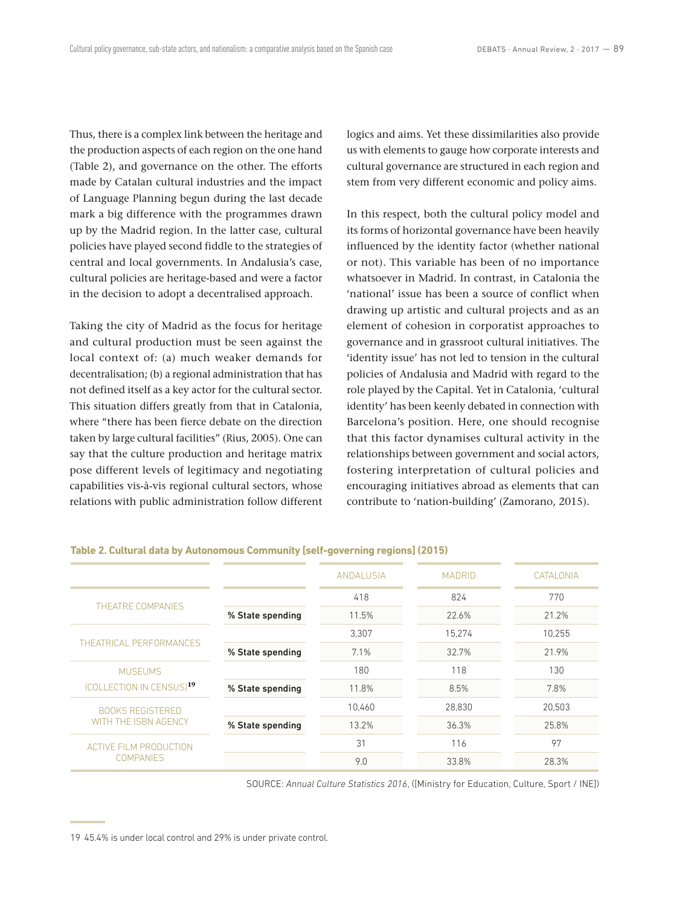Thus, there is a complex link between the heritage and the production aspects of each region on the one hand (Table 2), and governance on the other. The efforts made by Catalan cultural industries and the impact of Language Planning begun during the last decade mark a big difference with the programmes drawn up by the Madrid region. In the latter case, cultural policies have played second fiddle to the strategies of central and local governments. In Andalusia's case, cultural policies are heritage-based and were a factor in the decision to adopt a decentralised approach.

Taking the city of Madrid as the focus for heritage and cultural production must be seen against the local context of: (a) much weaker demands for decentralisation; (b) a regional administration that has not defined itself as a key actor for the cultural sector. This situation differs greatly from that in Catalonia, where "there has been fierce debate on the direction taken by large cultural facilities" (Rius, 2005). One can say that the culture production and heritage matrix pose different levels of legitimacy and negotiating capabilities vis-à-vis regional cultural sectors, whose relations with public administration follow different logics and aims. Yet these dissimilarities also provide us with elements to gauge how corporate interests and cultural governance are structured in each region and stem from very different economic and policy aims.

In this respect, both the cultural policy model and its forms of horizontal governance have been heavily influenced by the identity factor (whether national or not). This variable has been of no importance whatsoever in Madrid. In contrast, in Catalonia the 'national' issue has been a source of conflict when drawing up artistic and cultural projects and as an element of cohesion in corporatist approaches to governance and in grassroot cultural initiatives. The 'identity issue' has not led to tension in the cultural policies of Andalusia and Madrid with regard to the role played by the Capital. Yet in Catalonia, 'cultural identity' has been keenly debated in connection with Barcelona's position. Here, one should recognise that this factor dynamises cultural activity in the relationships between government and social actors, fostering interpretation of cultural policies and encouraging initiatives abroad as elements that can contribute to 'nation-building' (Zamorano, 2015).

**Table 2. Cultural data by Autonomous Community [self-governing regions] (2015)**

| | | ANDALUSIA | MADRID | CATALONIA |
|---|---|---|---|---|
| THEATRE COMPANIES | | 418 | 824 | 770 |
| | **% State spending** | 11.5% | 22.6% | 21.2% |
| THEATRICAL PERFORMANCES | | 3,307 | 15,274 | 10,255 |
| | **% State spending** | 7.1% | 32.7% | 21.9% |
| MUSEUMS (COLLECTION IN CENSUS)[19] | | 180 | 118 | 130 |
| | **% State spending** | 11.8% | 8.5% | 7.8% |
| BOOKS REGISTERED WITH THE ISBN AGENCY | | 10,460 | 28,830 | 20,503 |
| | **% State spending** | 13.2% | 36.3% | 25.8% |
| ACTIVE FILM PRODUCTION COMPANIES | | 31 | 116 | 97 |
| | | 9.0 | 33.8% | 28.3% |

SOURCE: *Annual Culture Statistics 2016*, ([Ministry for Education, Culture, Sport / INE])

19 45.4% is under local control and 29% is under private control.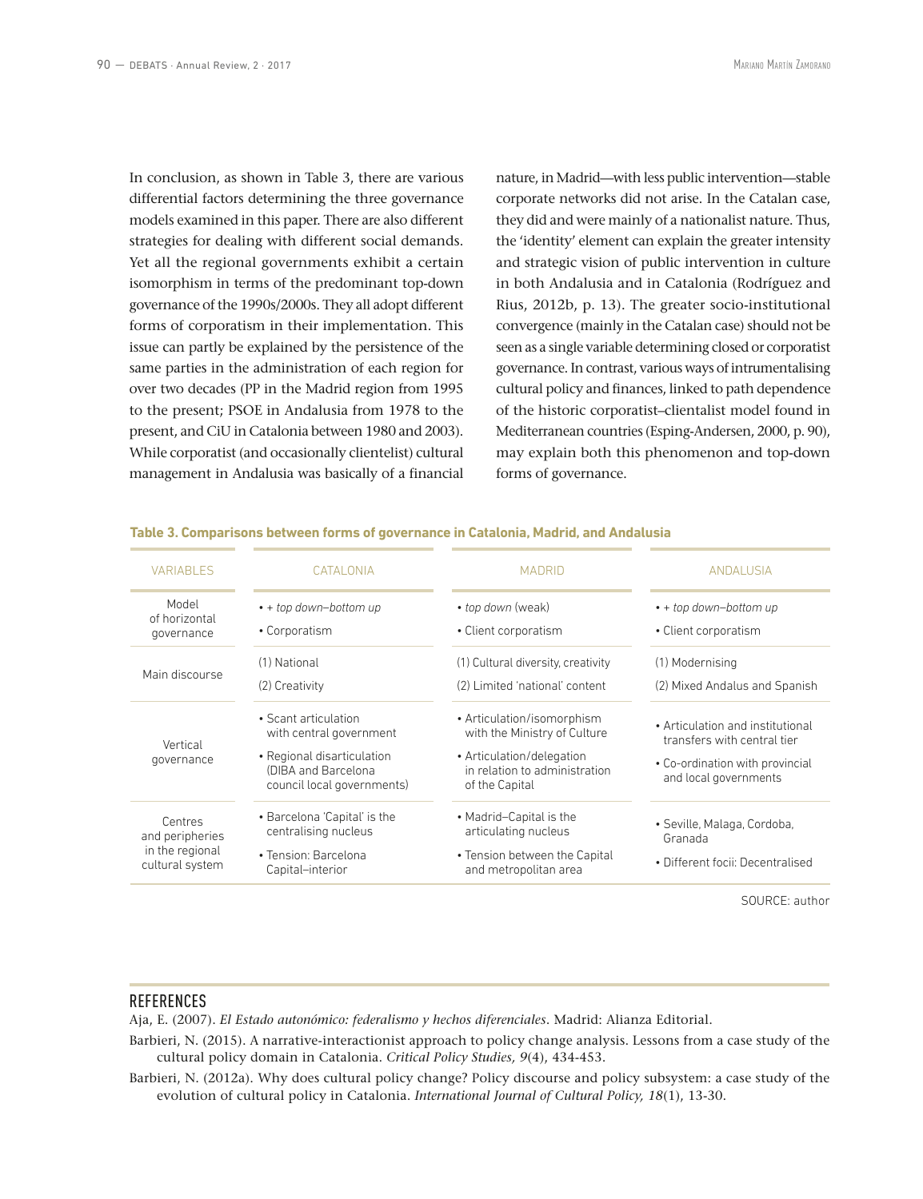In conclusion, as shown in Table 3, there are various differential factors determining the three governance models examined in this paper. There are also different strategies for dealing with different social demands. Yet all the regional governments exhibit a certain isomorphism in terms of the predominant top-down governance of the 1990s/2000s. They all adopt different forms of corporatism in their implementation. This issue can partly be explained by the persistence of the same parties in the administration of each region for over two decades (PP in the Madrid region from 1995 to the present; PSOE in Andalusia from 1978 to the present, and CiU in Catalonia between 1980 and 2003). While corporatist (and occasionally clientelist) cultural management in Andalusia was basically of a financial nature, in Madrid—with less public intervention—stable corporate networks did not arise. In the Catalan case, they did and were mainly of a nationalist nature. Thus, the 'identity' element can explain the greater intensity and strategic vision of public intervention in culture in both Andalusia and in Catalonia (Rodríguez and Rius, 2012b, p. 13). The greater socio-institutional convergence (mainly in the Catalan case) should not be seen as a single variable determining closed or corporatist governance. In contrast, various ways of intrumentalising cultural policy and finances, linked to path dependence of the historic corporatist–clientalist model found in Mediterranean countries (Esping-Andersen, 2000, p. 90), may explain both this phenomenon and top-down forms of governance.

**Table 3. Comparisons between forms of governance in Catalonia, Madrid, and Andalusia**

| VARIABLES | CATALONIA | MADRID | ANDALUSIA |
|---|---|---|---|
| Model of horizontal governance | • + *top down–bottom up*<br>• Corporatism | • *top down* (weak)<br>• Client corporatism | • + *top down–bottom up*<br>• Client corporatism |
| Main discourse | (1) National<br>(2) Creativity | (1) Cultural diversity, creativity<br>(2) Limited 'national' content | (1) Modernising<br>(2) Mixed Andalus and Spanish |
| Vertical governance | • Scant articulation with central government<br>• Regional disarticulation (DIBA and Barcelona council local governments) | • Articulation/isomorphism with the Ministry of Culture<br>• Articulation/delegation in relation to administration of the Capital | • Articulation and institutional transfers with central tier<br>• Co-ordination with provincial and local governments |
| Centres and peripheries in the regional cultural system | • Barcelona 'Capital' is the centralising nucleus<br>• Tension: Barcelona Capital–interior | • Madrid–Capital is the articulating nucleus<br>• Tension between the Capital and metropolitan area | • Seville, Malaga, Cordoba, Granada<br>• Different focii: Decentralised |

SOURCE: author

## REFERENCES

Aja, E. (2007). *El Estado autonómico: federalismo y hechos diferenciales*. Madrid: Alianza Editorial.

Barbieri, N. (2015). A narrative-interactionist approach to policy change analysis. Lessons from a case study of the cultural policy domain in Catalonia. *Critical Policy Studies, 9*(4), 434-453.

Barbieri, N. (2012a). Why does cultural policy change? Policy discourse and policy subsystem: a case study of the evolution of cultural policy in Catalonia. *International Journal of Cultural Policy, 18*(1), 13-30.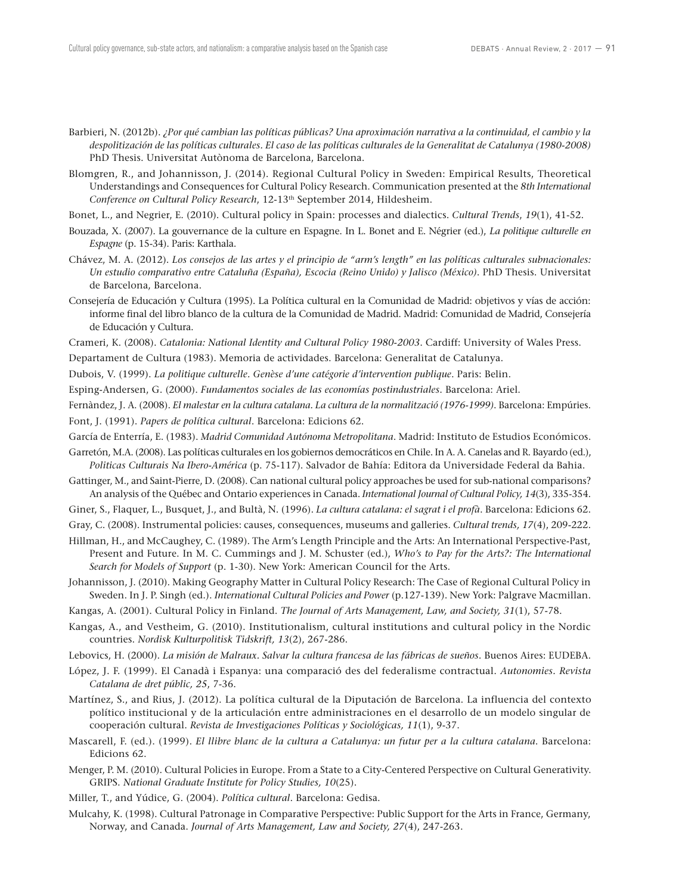Barbieri, N. (2012b). *¿Por qué cambian las políticas públicas? Una aproximación narrativa a la continuidad, el cambio y la despolitización de las políticas culturales. El caso de las políticas culturales de la Generalitat de Catalunya (1980-2008)* PhD Thesis. Universitat Autònoma de Barcelona, Barcelona.

Blomgren, R., and Johannisson, J. (2014). Regional Cultural Policy in Sweden: Empirical Results, Theoretical Understandings and Consequences for Cultural Policy Research. Communication presented at the *8th International Conference on Cultural Policy Research*, 12-13th September 2014, Hildesheim.

Bonet, L., and Negrier, E. (2010). Cultural policy in Spain: processes and dialectics. *Cultural Trends*, *19*(1), 41-52.

Bouzada, X. (2007). La gouvernance de la culture en Espagne. In L. Bonet and E. Négrier (ed.), *La politique culturelle en Espagne* (p. 15-34). Paris: Karthala.

Chávez, M. A. (2012). *Los consejos de las artes y el principio de "arm's length" en las políticas culturales subnacionales: Un estudio comparativo entre Cataluña (España), Escocia (Reino Unido) y Jalisco (México)*. PhD Thesis. Universitat de Barcelona, Barcelona.

Consejería de Educación y Cultura (1995). La Política cultural en la Comunidad de Madrid: objetivos y vías de acción: informe final del libro blanco de la cultura de la Comunidad de Madrid. Madrid: Comunidad de Madrid, Consejería de Educación y Cultura.

Crameri, K. (2008). *Catalonia: National Identity and Cultural Policy 1980-2003*. Cardiff: University of Wales Press.

Departament de Cultura (1983). Memoria de actividades. Barcelona: Generalitat de Catalunya.

Dubois, V. (1999). *La politique culturelle. Genèse d'une catégorie d'intervention publique*. Paris: Belin.

Esping-Andersen, G. (2000). *Fundamentos sociales de las economías postindustriales*. Barcelona: Ariel.

Fernàndez, J. A. (2008). *El malestar en la cultura catalana. La cultura de la normalització (1976-1999)*. Barcelona: Empúries.

Font, J. (1991). *Papers de política cultural*. Barcelona: Edicions 62.

García de Enterría, E. (1983). *Madrid Comunidad Autónoma Metropolitana*. Madrid: Instituto de Estudios Económicos.

Garretón, M.A. (2008). Las políticas culturales en los gobiernos democráticos en Chile. In A. A. Canelas and R. Bayardo (ed.), *Politicas Culturais Na Ibero-América* (p. 75-117). Salvador de Bahía: Editora da Universidade Federal da Bahia.

Gattinger, M., and Saint-Pierre, D. (2008). Can national cultural policy approaches be used for sub-national comparisons? An analysis of the Québec and Ontario experiences in Canada. *International Journal of Cultural Policy, 14*(3), 335-354.

Giner, S., Flaquer, L., Busquet, J., and Bultà, N. (1996). *La cultura catalana: el sagrat i el profà*. Barcelona: Edicions 62.

Gray, C. (2008). Instrumental policies: causes, consequences, museums and galleries. *Cultural trends, 17*(4), 209-222.

Hillman, H., and McCaughey, C. (1989). The Arm's Length Principle and the Arts: An International Perspective-Past, Present and Future. In M. C. Cummings and J. M. Schuster (ed.), *Who's to Pay for the Arts?: The International Search for Models of Support* (p. 1-30). New York: American Council for the Arts.

Johannisson, J. (2010). Making Geography Matter in Cultural Policy Research: The Case of Regional Cultural Policy in Sweden. In J. P. Singh (ed.). *International Cultural Policies and Power* (p.127-139). New York: Palgrave Macmillan.

Kangas, A. (2001). Cultural Policy in Finland. *The Journal of Arts Management, Law, and Society, 31*(1), 57-78.

Kangas, A., and Vestheim, G. (2010). Institutionalism, cultural institutions and cultural policy in the Nordic countries. *Nordisk Kulturpolitisk Tidskrift, 13*(2), 267-286.

Lebovics, H. (2000). *La misión de Malraux. Salvar la cultura francesa de las fábricas de sueños*. Buenos Aires: EUDEBA.

López, J. F. (1999). El Canadà i Espanya: una comparació des del federalisme contractual. *Autonomies. Revista Catalana de dret públic, 25*, 7-36.

Martínez, S., and Rius, J. (2012). La política cultural de la Diputación de Barcelona. La influencia del contexto político institucional y de la articulación entre administraciones en el desarrollo de un modelo singular de cooperación cultural. *Revista de Investigaciones Políticas y Sociológicas, 11*(1), 9-37.

Mascarell, F. (ed.). (1999). *El llibre blanc de la cultura a Catalunya: un futur per a la cultura catalana*. Barcelona: Edicions 62.

Menger, P. M. (2010). Cultural Policies in Europe. From a State to a City-Centered Perspective on Cultural Generativity. GRIPS. *National Graduate Institute for Policy Studies, 10*(25).

Miller, T., and Yúdice, G. (2004). *Política cultural*. Barcelona: Gedisa.

Mulcahy, K. (1998). Cultural Patronage in Comparative Perspective: Public Support for the Arts in France, Germany, Norway, and Canada. *Journal of Arts Management, Law and Society, 27*(4), 247-263.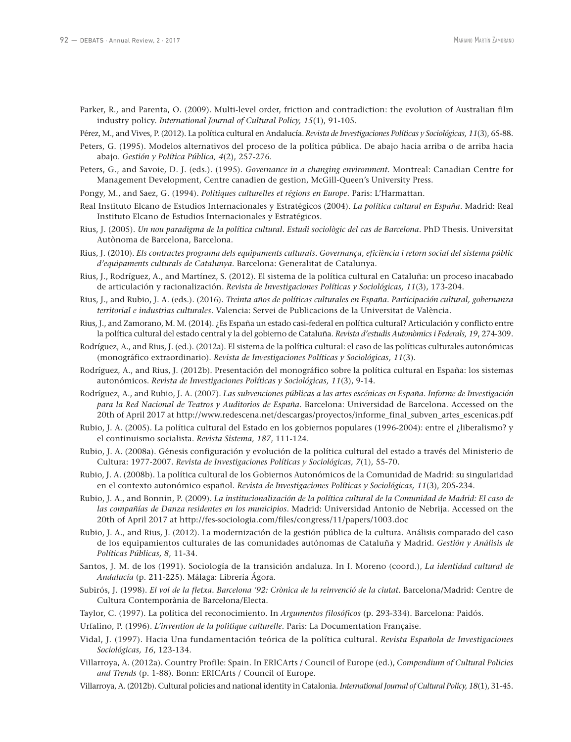Parker, R., and Parenta, O. (2009). Multi-level order, friction and contradiction: the evolution of Australian film industry policy. *International Journal of Cultural Policy, 15*(1), 91-105.

Pérez, M., and Vives, P. (2012). La política cultural en Andalucía. *Revista de Investigaciones Políticas y Sociológicas, 11*(3), 65-88.

Peters, G. (1995). Modelos alternativos del proceso de la política pública. De abajo hacia arriba o de arriba hacia abajo. *Gestión y Política Pública, 4*(2), 257-276.

Peters, G., and Savoie, D. J. (eds.). (1995). *Governance in a changing environment*. Montreal: Canadian Centre for Management Development, Centre canadien de gestion, McGill-Queen's University Press.

Pongy, M., and Saez, G. (1994). *Politiques culturelles et régions en Europe*. Paris: L'Harmattan.

Real Instituto Elcano de Estudios Internacionales y Estratégicos (2004). *La política cultural en España*. Madrid: Real Instituto Elcano de Estudios Internacionales y Estratégicos.

Rius, J. (2005). *Un nou paradigma de la política cultural. Estudi sociològic del cas de Barcelona*. PhD Thesis. Universitat Autònoma de Barcelona, Barcelona.

Rius, J. (2010). *Els contractes programa dels equipaments culturals. Governança, eficiència i retorn social del sistema públic d'equipaments culturals de Catalunya*. Barcelona: Generalitat de Catalunya.

Rius, J., Rodríguez, A., and Martínez, S. (2012). El sistema de la política cultural en Cataluña: un proceso inacabado de articulación y racionalización. *Revista de Investigaciones Políticas y Sociológicas, 11*(3), 173-204.

Rius, J., and Rubio, J. A. (eds.). (2016). *Treinta años de políticas culturales en España. Participación cultural, gobernanza territorial e industrias culturales*. Valencia: Servei de Publicacions de la Universitat de València.

Rius, J., and Zamorano, M. M. (2014). ¿Es España un estado casi-federal en política cultural? Articulación y conflicto entre la política cultural del estado central y la del gobierno de Cataluña. *Revista d'estudis Autonòmics i Federals, 19*, 274-309.

Rodríguez, A., and Rius, J. (ed.). (2012a). El sistema de la política cultural: el caso de las políticas culturales autonómicas (monográfico extraordinario). *Revista de Investigaciones Políticas y Sociológicas, 11*(3).

Rodríguez, A., and Rius, J. (2012b). Presentación del monográfico sobre la política cultural en España: los sistemas autonómicos. *Revista de Investigaciones Políticas y Sociológicas, 11*(3), 9-14.

Rodríguez, A., and Rubio, J. A. (2007). *Las subvenciones públicas a las artes escénicas en España. Informe de Investigación para la Red Nacional de Teatros y Auditorios de España*. Barcelona: Universidad de Barcelona. Accessed on the 20th of April 2017 at http://www.redescena.net/descargas/proyectos/informe_final_subven_artes_escenicas.pdf

Rubio, J. A. (2005). La política cultural del Estado en los gobiernos populares (1996-2004): entre el ¿liberalismo? y el continuismo socialista. *Revista Sistema, 187*, 111-124.

Rubio, J. A. (2008a). Génesis configuración y evolución de la política cultural del estado a través del Ministerio de Cultura: 1977-2007. *Revista de Investigaciones Políticas y Sociológicas, 7*(1), 55-70.

Rubio, J. A. (2008b). La política cultural de los Gobiernos Autonómicos de la Comunidad de Madrid: su singularidad en el contexto autonómico español. *Revista de Investigaciones Políticas y Sociológicas, 11*(3), 205-234.

Rubio, J. A., and Bonnin, P. (2009). *La institucionalización de la política cultural de la Comunidad de Madrid: El caso de las compañías de Danza residentes en los municipios*. Madrid: Universidad Antonio de Nebrija. Accessed on the 20th of April 2017 at http://fes-sociologia.com/files/congress/11/papers/1003.doc

Rubio, J. A., and Rius, J. (2012). La modernización de la gestión pública de la cultura. Análisis comparado del caso de los equipamientos culturales de las comunidades autónomas de Cataluña y Madrid. *Gestión y Análisis de Políticas Públicas, 8*, 11-34.

Santos, J. M. de los (1991). Sociología de la transición andaluza. In I. Moreno (coord.), *La identidad cultural de Andalucía* (p. 211-225). Málaga: Librería Ágora.

Subirós, J. (1998). *El vol de la fletxa. Barcelona '92: Crònica de la reinvenció de la ciutat*. Barcelona/Madrid: Centre de Cultura Contemporània de Barcelona/Electa.

Taylor, C. (1997). La política del reconocimiento. In *Argumentos filosóficos* (p. 293-334). Barcelona: Paidós.

Urfalino, P. (1996). *L'invention de la politique culturelle*. Paris: La Documentation Française.

Vidal, J. (1997). Hacia Una fundamentación teórica de la política cultural. *Revista Española de Investigaciones Sociológicas, 16*, 123-134.

Villarroya, A. (2012a). Country Profile: Spain. In ERICArts / Council of Europe (ed.), *Compendium of Cultural Policies and Trends* (p. 1-88). Bonn: ERICArts / Council of Europe.

Villarroya, A. (2012b). Cultural policies and national identity in Catalonia. *International Journal of Cultural Policy, 18*(1), 31-45.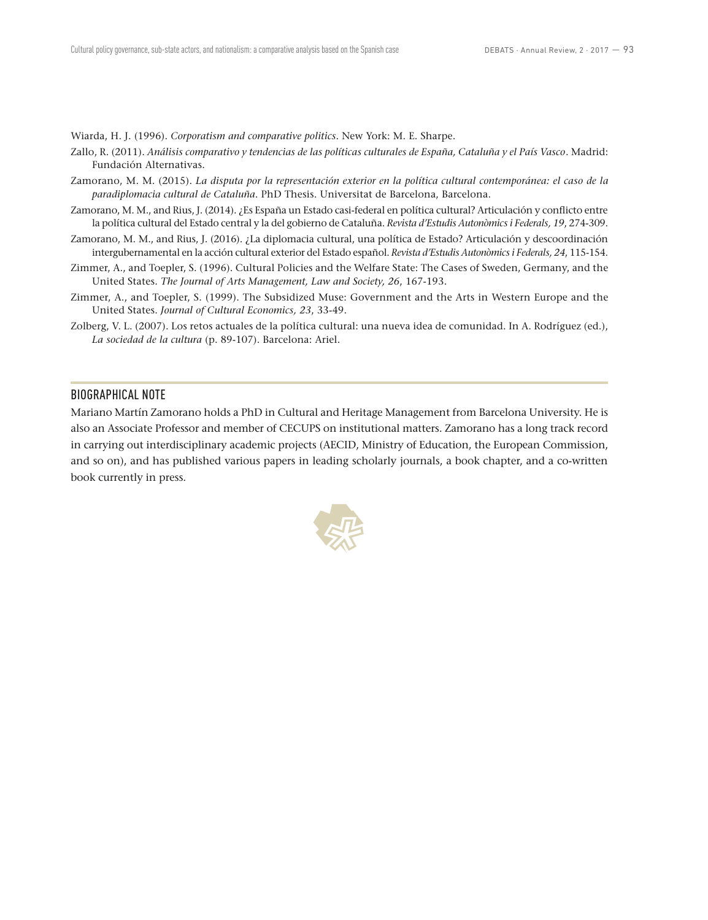Wiarda, H. J. (1996). *Corporatism and comparative politics*. New York: M. E. Sharpe.

Zallo, R. (2011). *Análisis comparativo y tendencias de las políticas culturales de España, Cataluña y el País Vasco*. Madrid: Fundación Alternativas.

Zamorano, M. M. (2015). *La disputa por la representación exterior en la política cultural contemporánea: el caso de la paradiplomacia cultural de Cataluña*. PhD Thesis. Universitat de Barcelona, Barcelona.

Zamorano, M. M., and Rius, J. (2014). ¿Es España un Estado casi-federal en política cultural? Articulación y conflicto entre la política cultural del Estado central y la del gobierno de Cataluña. *Revista d'Estudis Autonòmics i Federals, 19*, 274-309.

Zamorano, M. M., and Rius, J. (2016). ¿La diplomacia cultural, una política de Estado? Articulación y descoordinación intergubernamental en la acción cultural exterior del Estado español. *Revista d'Estudis Autonòmics i Federals, 24*, 115-154.

Zimmer, A., and Toepler, S. (1996). Cultural Policies and the Welfare State: The Cases of Sweden, Germany, and the United States. *The Journal of Arts Management, Law and Society, 26*, 167-193.

Zimmer, A., and Toepler, S. (1999). The Subsidized Muse: Government and the Arts in Western Europe and the United States. *Journal of Cultural Economics, 23*, 33-49.

Zolberg, V. L. (2007). Los retos actuales de la política cultural: una nueva idea de comunidad. In A. Rodríguez (ed.), *La sociedad de la cultura* (p. 89-107). Barcelona: Ariel.

## BIOGRAPHICAL NOTE

Mariano Martín Zamorano holds a PhD in Cultural and Heritage Management from Barcelona University. He is also an Associate Professor and member of CECUPS on institutional matters. Zamorano has a long track record in carrying out interdisciplinary academic projects (AECID, Ministry of Education, the European Commission, and so on), and has published various papers in leading scholarly journals, a book chapter, and a co-written book currently in press.